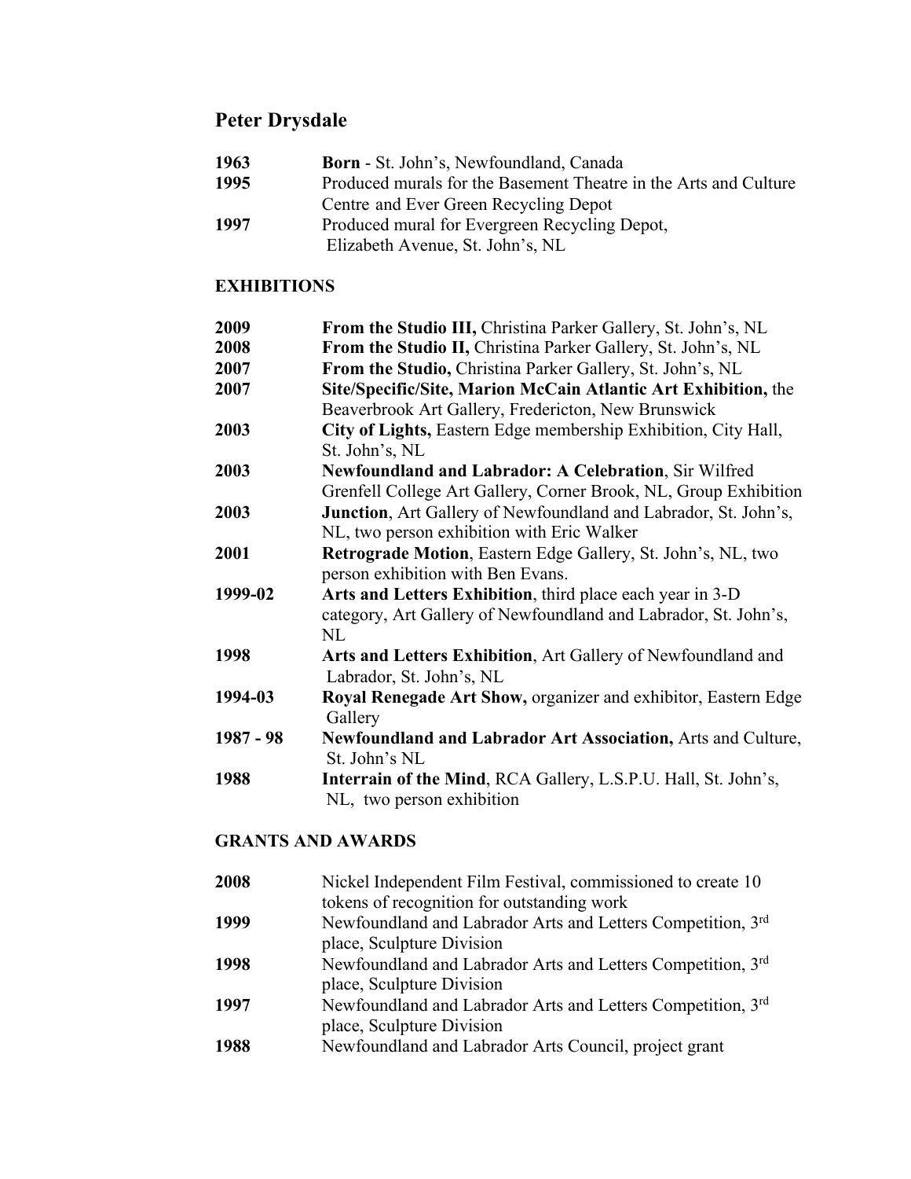# Peter Drysdale

**1963** **Born** - St. John's, Newfoundland, Canada

**1995** Produced murals for the Basement Theatre in the Arts and Culture Centre and Ever Green Recycling Depot

**1997** Produced mural for Evergreen Recycling Depot, Elizabeth Avenue, St. John's, NL

## EXHIBITIONS

**2009** **From the Studio III,** Christina Parker Gallery, St. John's, NL

**2008** **From the Studio II,** Christina Parker Gallery, St. John's, NL

**2007** **From the Studio,** Christina Parker Gallery, St. John's, NL

**2007** **Site/Specific/Site, Marion McCain Atlantic Art Exhibition,** the Beaverbrook Art Gallery, Fredericton, New Brunswick

**2003** **City of Lights,** Eastern Edge membership Exhibition, City Hall, St. John's, NL

**2003** **Newfoundland and Labrador: A Celebration**, Sir Wilfred Grenfell College Art Gallery, Corner Brook, NL, Group Exhibition

**2003** **Junction**, Art Gallery of Newfoundland and Labrador, St. John's, NL, two person exhibition with Eric Walker

**2001** **Retrograde Motion**, Eastern Edge Gallery, St. John's, NL, two person exhibition with Ben Evans.

**1999-02** **Arts and Letters Exhibition**, third place each year in 3-D category, Art Gallery of Newfoundland and Labrador, St. John's, NL

**1998** **Arts and Letters Exhibition**, Art Gallery of Newfoundland and Labrador, St. John's, NL

**1994-03** **Royal Renegade Art Show,** organizer and exhibitor, Eastern Edge Gallery

**1987 - 98** **Newfoundland and Labrador Art Association,** Arts and Culture, St. John's NL

**1988** **Interrain of the Mind**, RCA Gallery, L.S.P.U. Hall, St. John's, NL, two person exhibition

## GRANTS AND AWARDS

**2008** Nickel Independent Film Festival, commissioned to create 10 tokens of recognition for outstanding work

**1999** Newfoundland and Labrador Arts and Letters Competition, 3rd place, Sculpture Division

**1998** Newfoundland and Labrador Arts and Letters Competition, 3rd place, Sculpture Division

**1997** Newfoundland and Labrador Arts and Letters Competition, 3rd place, Sculpture Division

**1988** Newfoundland and Labrador Arts Council, project grant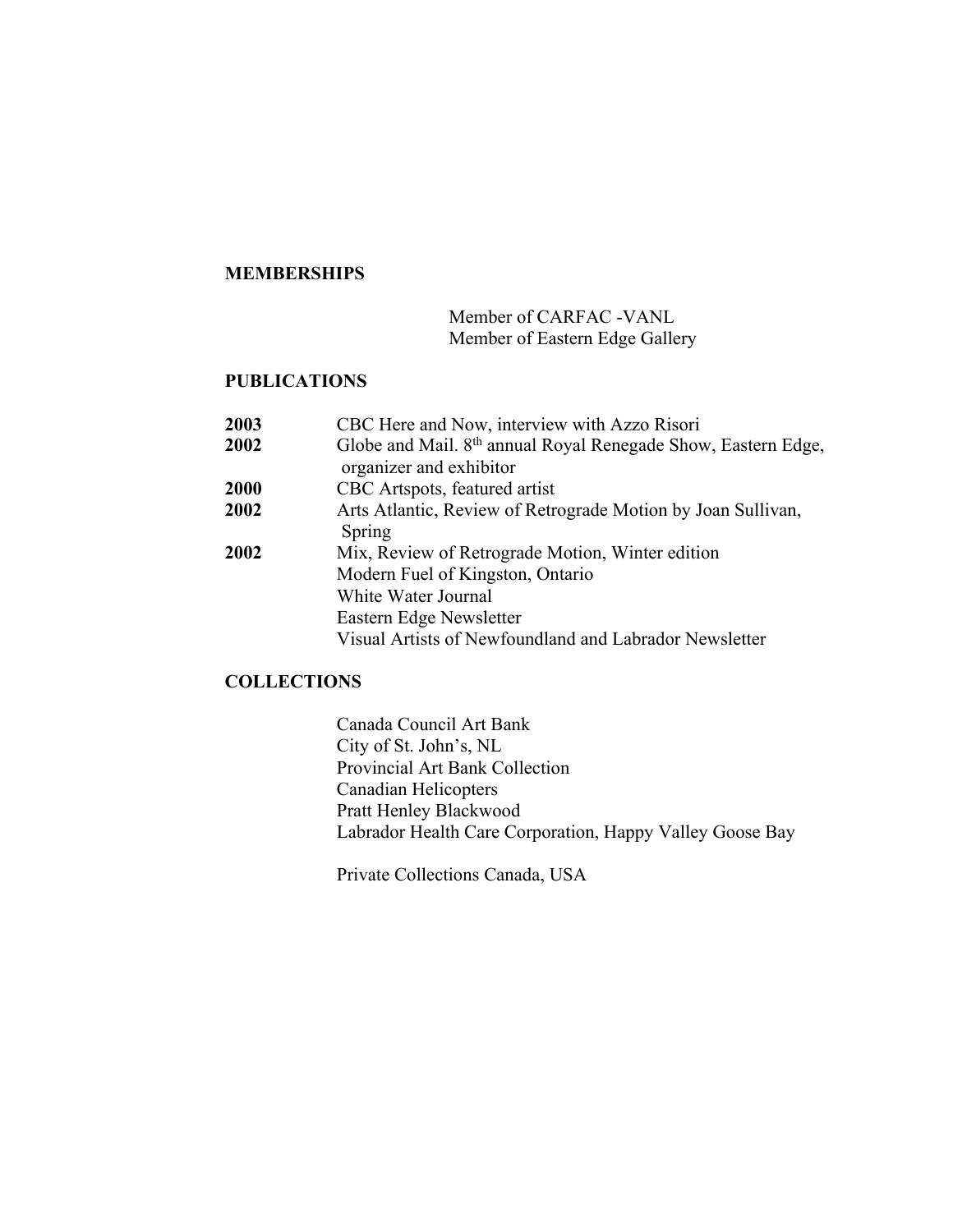**MEMBERSHIPS**

Member of CARFAC -VANL
Member of Eastern Edge Gallery

**PUBLICATIONS**

| | |
|---|---|
| **2003** | CBC Here and Now, interview with Azzo Risori |
| **2002** | Globe and Mail. 8th annual Royal Renegade Show, Eastern Edge, organizer and exhibitor |
| **2000** | CBC Artspots, featured artist |
| **2002** | Arts Atlantic, Review of Retrograde Motion by Joan Sullivan, Spring |
| **2002** | Mix, Review of Retrograde Motion, Winter edition |
| | Modern Fuel of Kingston, Ontario |
| | White Water Journal |
| | Eastern Edge Newsletter |
| | Visual Artists of Newfoundland and Labrador Newsletter |

**COLLECTIONS**

Canada Council Art Bank
City of St. John's, NL
Provincial Art Bank Collection
Canadian Helicopters
Pratt Henley Blackwood
Labrador Health Care Corporation, Happy Valley Goose Bay

Private Collections Canada, USA